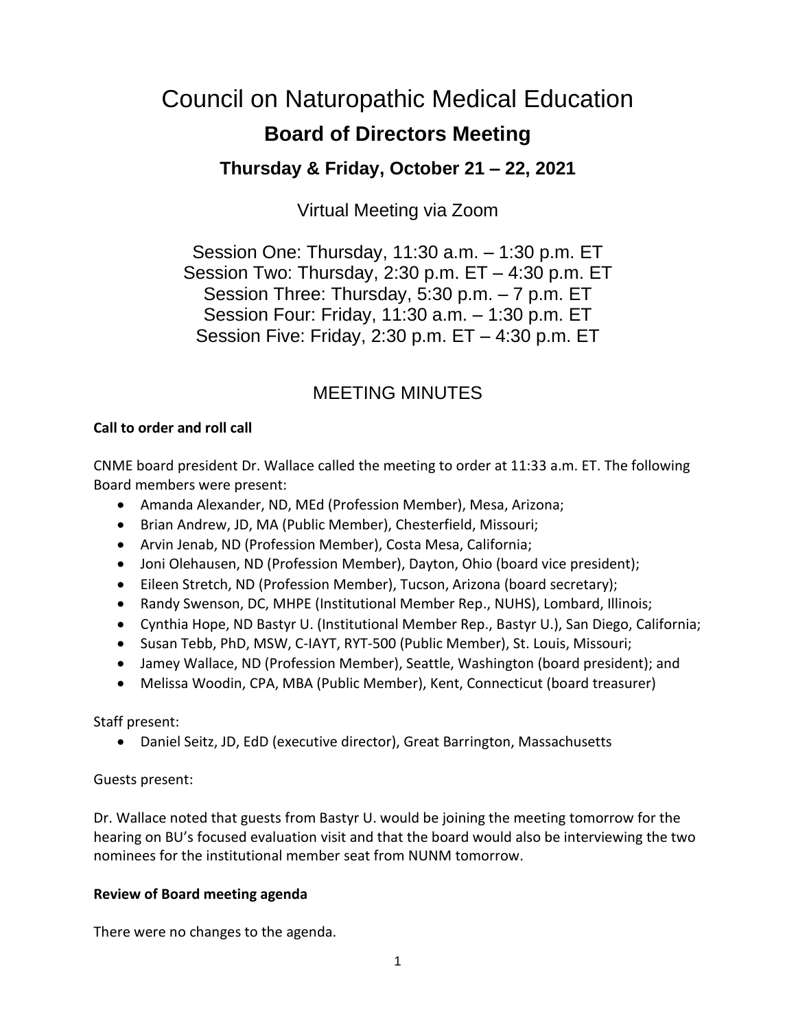# Council on Naturopathic Medical Education

## Board of Directors Meeting

### Thursday & Friday, October 21 – 22, 2021

Virtual Meeting via Zoom

Session One: Thursday, 11:30 a.m. – 1:30 p.m. ET
Session Two: Thursday, 2:30 p.m. ET – 4:30 p.m. ET
Session Three: Thursday, 5:30 p.m. – 7 p.m. ET
Session Four: Friday, 11:30 a.m. – 1:30 p.m. ET
Session Five: Friday, 2:30 p.m. ET – 4:30 p.m. ET

## MEETING MINUTES

**Call to order and roll call**

CNME board president Dr. Wallace called the meeting to order at 11:33 a.m. ET. The following Board members were present:

- Amanda Alexander, ND, MEd (Profession Member), Mesa, Arizona;
- Brian Andrew, JD, MA (Public Member), Chesterfield, Missouri;
- Arvin Jenab, ND (Profession Member), Costa Mesa, California;
- Joni Olehausen, ND (Profession Member), Dayton, Ohio (board vice president);
- Eileen Stretch, ND (Profession Member), Tucson, Arizona (board secretary);
- Randy Swenson, DC, MHPE (Institutional Member Rep., NUHS), Lombard, Illinois;
- Cynthia Hope, ND Bastyr U. (Institutional Member Rep., Bastyr U.), San Diego, California;
- Susan Tebb, PhD, MSW, C-IAYT, RYT-500 (Public Member), St. Louis, Missouri;
- Jamey Wallace, ND (Profession Member), Seattle, Washington (board president); and
- Melissa Woodin, CPA, MBA (Public Member), Kent, Connecticut (board treasurer)

Staff present:

- Daniel Seitz, JD, EdD (executive director), Great Barrington, Massachusetts

Guests present:

Dr. Wallace noted that guests from Bastyr U. would be joining the meeting tomorrow for the hearing on BU's focused evaluation visit and that the board would also be interviewing the two nominees for the institutional member seat from NUNM tomorrow.

**Review of Board meeting agenda**

There were no changes to the agenda.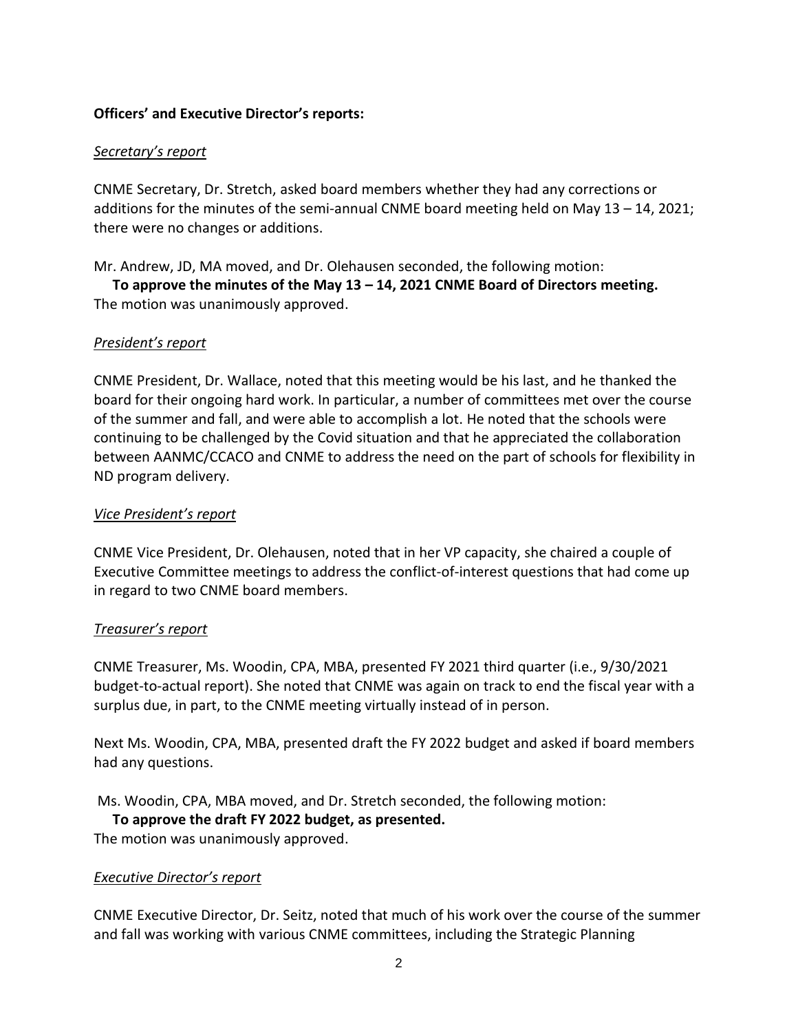**Officers' and Executive Director's reports:**

*Secretary's report*

CNME Secretary, Dr. Stretch, asked board members whether they had any corrections or additions for the minutes of the semi-annual CNME board meeting held on May 13 – 14, 2021; there were no changes or additions.

Mr. Andrew, JD, MA moved, and Dr. Olehausen seconded, the following motion:

**To approve the minutes of the May 13 – 14, 2021 CNME Board of Directors meeting.**

The motion was unanimously approved.

*President's report*

CNME President, Dr. Wallace, noted that this meeting would be his last, and he thanked the board for their ongoing hard work. In particular, a number of committees met over the course of the summer and fall, and were able to accomplish a lot. He noted that the schools were continuing to be challenged by the Covid situation and that he appreciated the collaboration between AANMC/CCACO and CNME to address the need on the part of schools for flexibility in ND program delivery.

*Vice President's report*

CNME Vice President, Dr. Olehausen, noted that in her VP capacity, she chaired a couple of Executive Committee meetings to address the conflict-of-interest questions that had come up in regard to two CNME board members.

*Treasurer's report*

CNME Treasurer, Ms. Woodin, CPA, MBA, presented FY 2021 third quarter (i.e., 9/30/2021 budget-to-actual report). She noted that CNME was again on track to end the fiscal year with a surplus due, in part, to the CNME meeting virtually instead of in person.

Next Ms. Woodin, CPA, MBA, presented draft the FY 2022 budget and asked if board members had any questions.

Ms. Woodin, CPA, MBA moved, and Dr. Stretch seconded, the following motion:

**To approve the draft FY 2022 budget, as presented.**

The motion was unanimously approved.

*Executive Director's report*

CNME Executive Director, Dr. Seitz, noted that much of his work over the course of the summer and fall was working with various CNME committees, including the Strategic Planning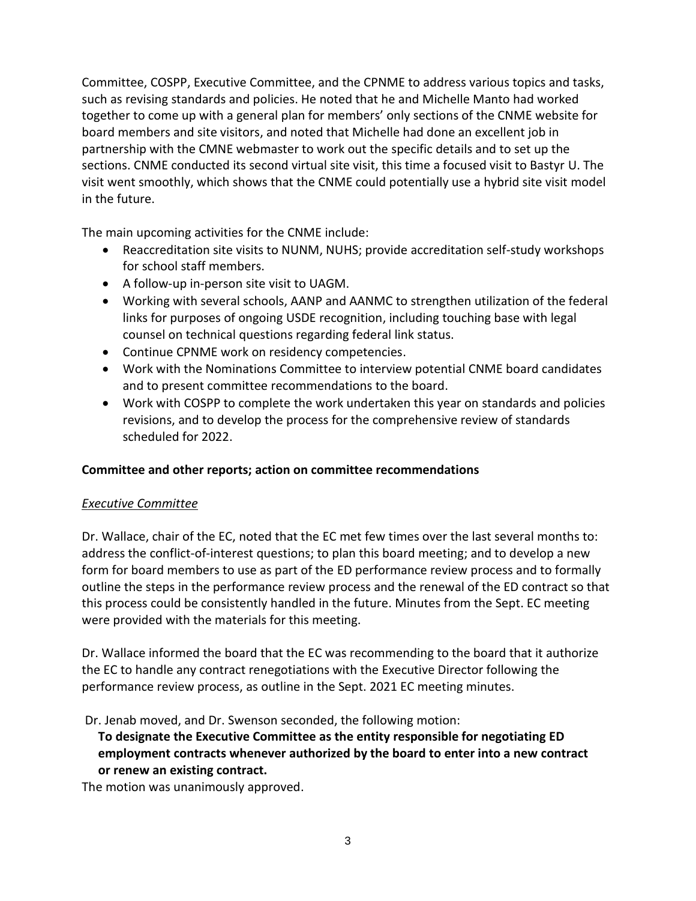Committee, COSPP, Executive Committee, and the CPNME to address various topics and tasks, such as revising standards and policies. He noted that he and Michelle Manto had worked together to come up with a general plan for members' only sections of the CNME website for board members and site visitors, and noted that Michelle had done an excellent job in partnership with the CMNE webmaster to work out the specific details and to set up the sections. CNME conducted its second virtual site visit, this time a focused visit to Bastyr U. The visit went smoothly, which shows that the CNME could potentially use a hybrid site visit model in the future.

The main upcoming activities for the CNME include:

- Reaccreditation site visits to NUNM, NUHS; provide accreditation self-study workshops for school staff members.
- A follow-up in-person site visit to UAGM.
- Working with several schools, AANP and AANMC to strengthen utilization of the federal links for purposes of ongoing USDE recognition, including touching base with legal counsel on technical questions regarding federal link status.
- Continue CPNME work on residency competencies.
- Work with the Nominations Committee to interview potential CNME board candidates and to present committee recommendations to the board.
- Work with COSPP to complete the work undertaken this year on standards and policies revisions, and to develop the process for the comprehensive review of standards scheduled for 2022.

**Committee and other reports; action on committee recommendations**

*Executive Committee*

Dr. Wallace, chair of the EC, noted that the EC met few times over the last several months to: address the conflict-of-interest questions; to plan this board meeting; and to develop a new form for board members to use as part of the ED performance review process and to formally outline the steps in the performance review process and the renewal of the ED contract so that this process could be consistently handled in the future. Minutes from the Sept. EC meeting were provided with the materials for this meeting.

Dr. Wallace informed the board that the EC was recommending to the board that it authorize the EC to handle any contract renegotiations with the Executive Director following the performance review process, as outline in the Sept. 2021 EC meeting minutes.

Dr. Jenab moved, and Dr. Swenson seconded, the following motion:

**To designate the Executive Committee as the entity responsible for negotiating ED employment contracts whenever authorized by the board to enter into a new contract or renew an existing contract.**

The motion was unanimously approved.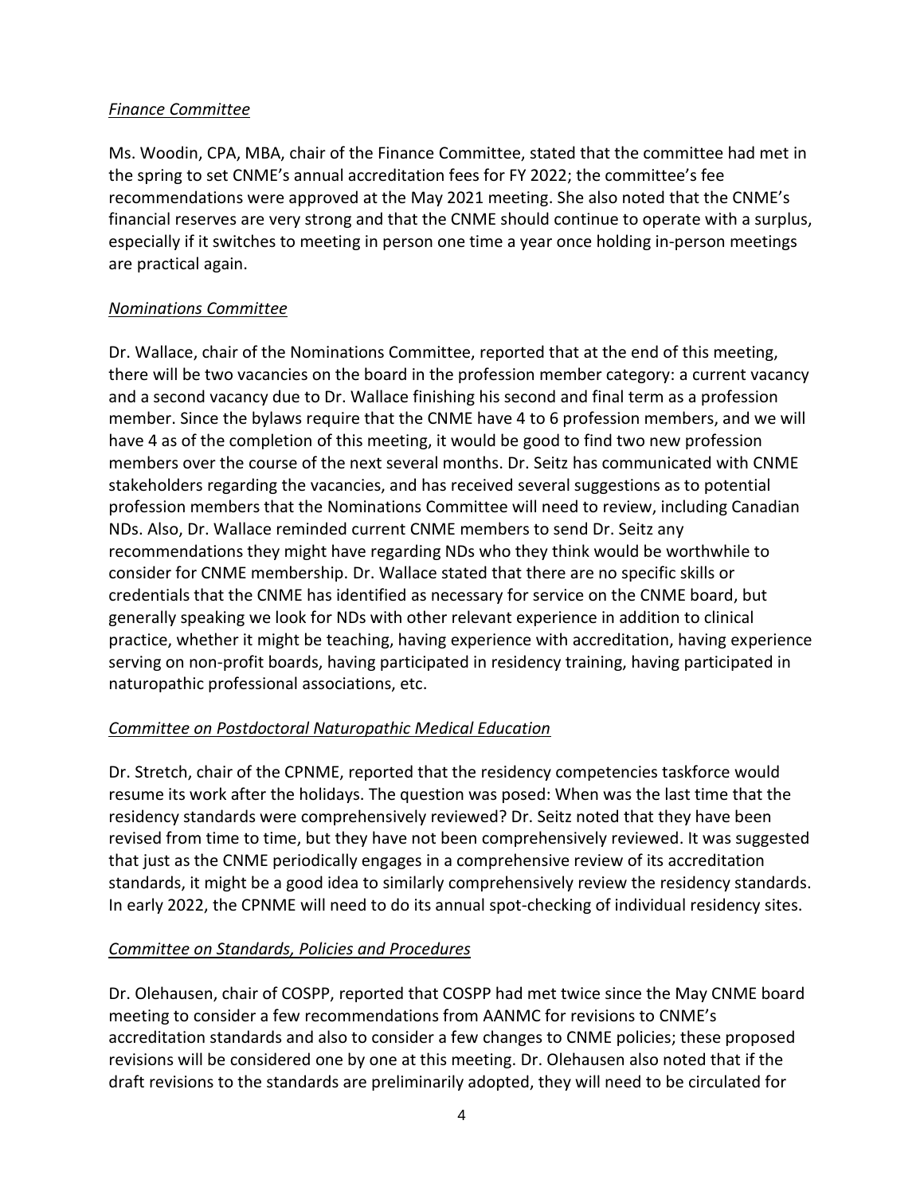*Finance Committee*

Ms. Woodin, CPA, MBA, chair of the Finance Committee, stated that the committee had met in the spring to set CNME's annual accreditation fees for FY 2022; the committee's fee recommendations were approved at the May 2021 meeting. She also noted that the CNME's financial reserves are very strong and that the CNME should continue to operate with a surplus, especially if it switches to meeting in person one time a year once holding in-person meetings are practical again.

*Nominations Committee*

Dr. Wallace, chair of the Nominations Committee, reported that at the end of this meeting, there will be two vacancies on the board in the profession member category: a current vacancy and a second vacancy due to Dr. Wallace finishing his second and final term as a profession member. Since the bylaws require that the CNME have 4 to 6 profession members, and we will have 4 as of the completion of this meeting, it would be good to find two new profession members over the course of the next several months. Dr. Seitz has communicated with CNME stakeholders regarding the vacancies, and has received several suggestions as to potential profession members that the Nominations Committee will need to review, including Canadian NDs. Also, Dr. Wallace reminded current CNME members to send Dr. Seitz any recommendations they might have regarding NDs who they think would be worthwhile to consider for CNME membership. Dr. Wallace stated that there are no specific skills or credentials that the CNME has identified as necessary for service on the CNME board, but generally speaking we look for NDs with other relevant experience in addition to clinical practice, whether it might be teaching, having experience with accreditation, having experience serving on non-profit boards, having participated in residency training, having participated in naturopathic professional associations, etc.

*Committee on Postdoctoral Naturopathic Medical Education*

Dr. Stretch, chair of the CPNME, reported that the residency competencies taskforce would resume its work after the holidays. The question was posed: When was the last time that the residency standards were comprehensively reviewed? Dr. Seitz noted that they have been revised from time to time, but they have not been comprehensively reviewed. It was suggested that just as the CNME periodically engages in a comprehensive review of its accreditation standards, it might be a good idea to similarly comprehensively review the residency standards. In early 2022, the CPNME will need to do its annual spot-checking of individual residency sites.

*Committee on Standards, Policies and Procedures*

Dr. Olehausen, chair of COSPP, reported that COSPP had met twice since the May CNME board meeting to consider a few recommendations from AANMC for revisions to CNME's accreditation standards and also to consider a few changes to CNME policies; these proposed revisions will be considered one by one at this meeting. Dr. Olehausen also noted that if the draft revisions to the standards are preliminarily adopted, they will need to be circulated for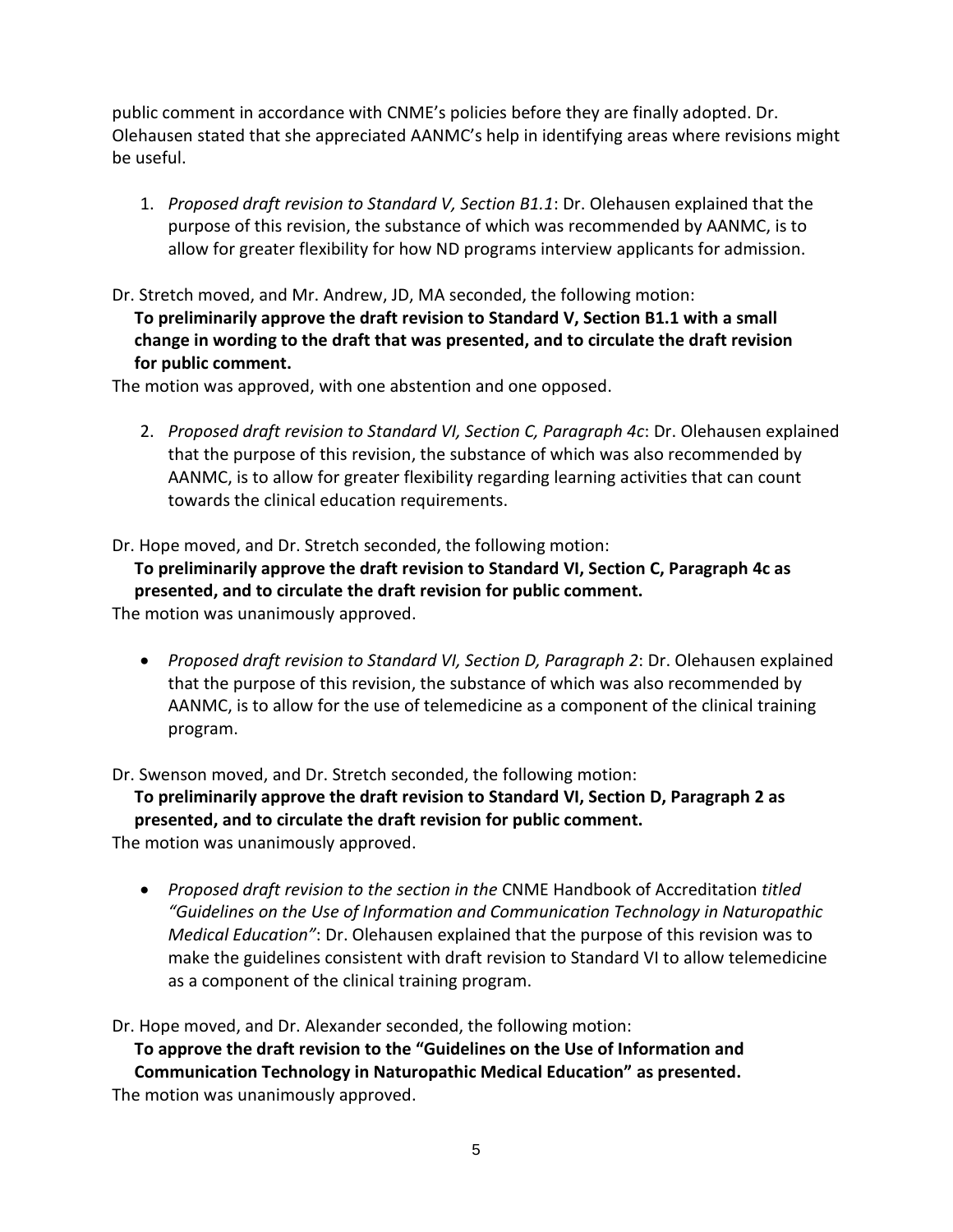public comment in accordance with CNME's policies before they are finally adopted. Dr. Olehausen stated that she appreciated AANMC's help in identifying areas where revisions might be useful.

1. *Proposed draft revision to Standard V, Section B1.1*: Dr. Olehausen explained that the purpose of this revision, the substance of which was recommended by AANMC, is to allow for greater flexibility for how ND programs interview applicants for admission.

Dr. Stretch moved, and Mr. Andrew, JD, MA seconded, the following motion:

**To preliminarily approve the draft revision to Standard V, Section B1.1 with a small change in wording to the draft that was presented, and to circulate the draft revision for public comment.**

The motion was approved, with one abstention and one opposed.

2. *Proposed draft revision to Standard VI, Section C, Paragraph 4c*: Dr. Olehausen explained that the purpose of this revision, the substance of which was also recommended by AANMC, is to allow for greater flexibility regarding learning activities that can count towards the clinical education requirements.

Dr. Hope moved, and Dr. Stretch seconded, the following motion:

**To preliminarily approve the draft revision to Standard VI, Section C, Paragraph 4c as presented, and to circulate the draft revision for public comment.**

The motion was unanimously approved.

- *Proposed draft revision to Standard VI, Section D, Paragraph 2*: Dr. Olehausen explained that the purpose of this revision, the substance of which was also recommended by AANMC, is to allow for the use of telemedicine as a component of the clinical training program.

Dr. Swenson moved, and Dr. Stretch seconded, the following motion:

**To preliminarily approve the draft revision to Standard VI, Section D, Paragraph 2 as presented, and to circulate the draft revision for public comment.**

The motion was unanimously approved.

- *Proposed draft revision to the section in the* CNME Handbook of Accreditation *titled "Guidelines on the Use of Information and Communication Technology in Naturopathic Medical Education"*: Dr. Olehausen explained that the purpose of this revision was to make the guidelines consistent with draft revision to Standard VI to allow telemedicine as a component of the clinical training program.

Dr. Hope moved, and Dr. Alexander seconded, the following motion:

**To approve the draft revision to the "Guidelines on the Use of Information and Communication Technology in Naturopathic Medical Education" as presented.**

The motion was unanimously approved.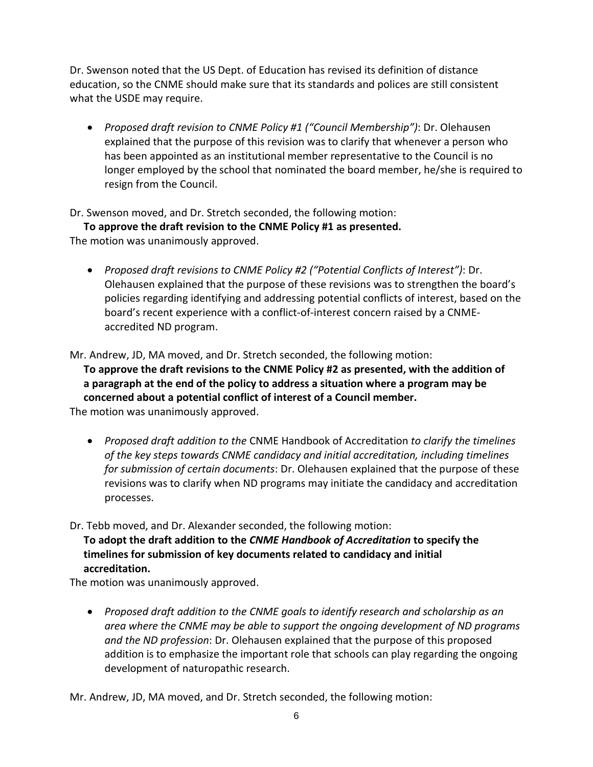Dr. Swenson noted that the US Dept. of Education has revised its definition of distance education, so the CNME should make sure that its standards and polices are still consistent what the USDE may require.

- *Proposed draft revision to CNME Policy #1 ("Council Membership")*: Dr. Olehausen explained that the purpose of this revision was to clarify that whenever a person who has been appointed as an institutional member representative to the Council is no longer employed by the school that nominated the board member, he/she is required to resign from the Council.

Dr. Swenson moved, and Dr. Stretch seconded, the following motion:

**To approve the draft revision to the CNME Policy #1 as presented.**

The motion was unanimously approved.

- *Proposed draft revisions to CNME Policy #2 ("Potential Conflicts of Interest")*: Dr. Olehausen explained that the purpose of these revisions was to strengthen the board's policies regarding identifying and addressing potential conflicts of interest, based on the board's recent experience with a conflict-of-interest concern raised by a CNME-accredited ND program.

Mr. Andrew, JD, MA moved, and Dr. Stretch seconded, the following motion:

**To approve the draft revisions to the CNME Policy #2 as presented, with the addition of a paragraph at the end of the policy to address a situation where a program may be concerned about a potential conflict of interest of a Council member.**

The motion was unanimously approved.

- *Proposed draft addition to the* CNME Handbook of Accreditation *to clarify the timelines of the key steps towards CNME candidacy and initial accreditation, including timelines for submission of certain documents*: Dr. Olehausen explained that the purpose of these revisions was to clarify when ND programs may initiate the candidacy and accreditation processes.

Dr. Tebb moved, and Dr. Alexander seconded, the following motion:

**To adopt the draft addition to the *CNME Handbook of Accreditation* to specify the timelines for submission of key documents related to candidacy and initial accreditation.**

The motion was unanimously approved.

- *Proposed draft addition to the CNME goals to identify research and scholarship as an area where the CNME may be able to support the ongoing development of ND programs and the ND profession*: Dr. Olehausen explained that the purpose of this proposed addition is to emphasize the important role that schools can play regarding the ongoing development of naturopathic research.

Mr. Andrew, JD, MA moved, and Dr. Stretch seconded, the following motion: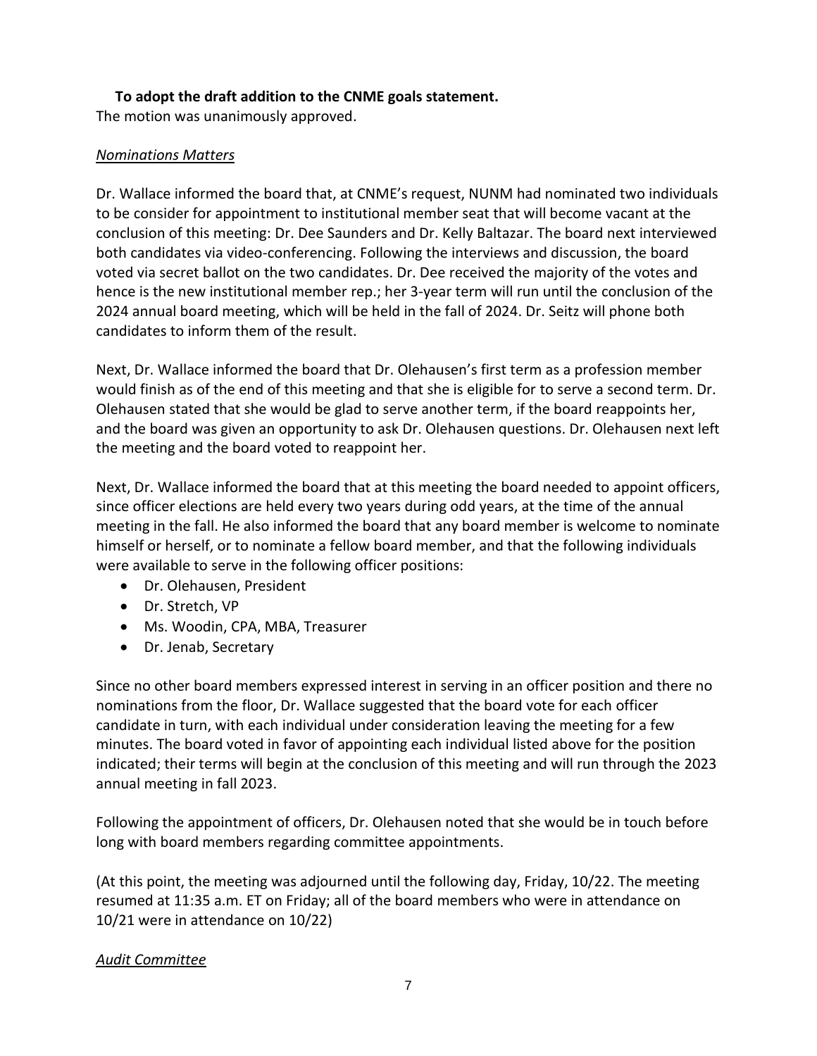**To adopt the draft addition to the CNME goals statement.**

The motion was unanimously approved.

*Nominations Matters*

Dr. Wallace informed the board that, at CNME's request, NUNM had nominated two individuals to be consider for appointment to institutional member seat that will become vacant at the conclusion of this meeting: Dr. Dee Saunders and Dr. Kelly Baltazar. The board next interviewed both candidates via video-conferencing. Following the interviews and discussion, the board voted via secret ballot on the two candidates. Dr. Dee received the majority of the votes and hence is the new institutional member rep.; her 3-year term will run until the conclusion of the 2024 annual board meeting, which will be held in the fall of 2024. Dr. Seitz will phone both candidates to inform them of the result.

Next, Dr. Wallace informed the board that Dr. Olehausen's first term as a profession member would finish as of the end of this meeting and that she is eligible for to serve a second term. Dr. Olehausen stated that she would be glad to serve another term, if the board reappoints her, and the board was given an opportunity to ask Dr. Olehausen questions. Dr. Olehausen next left the meeting and the board voted to reappoint her.

Next, Dr. Wallace informed the board that at this meeting the board needed to appoint officers, since officer elections are held every two years during odd years, at the time of the annual meeting in the fall. He also informed the board that any board member is welcome to nominate himself or herself, or to nominate a fellow board member, and that the following individuals were available to serve in the following officer positions:

- Dr. Olehausen, President
- Dr. Stretch, VP
- Ms. Woodin, CPA, MBA, Treasurer
- Dr. Jenab, Secretary

Since no other board members expressed interest in serving in an officer position and there no nominations from the floor, Dr. Wallace suggested that the board vote for each officer candidate in turn, with each individual under consideration leaving the meeting for a few minutes. The board voted in favor of appointing each individual listed above for the position indicated; their terms will begin at the conclusion of this meeting and will run through the 2023 annual meeting in fall 2023.

Following the appointment of officers, Dr. Olehausen noted that she would be in touch before long with board members regarding committee appointments.

(At this point, the meeting was adjourned until the following day, Friday, 10/22. The meeting resumed at 11:35 a.m. ET on Friday; all of the board members who were in attendance on 10/21 were in attendance on 10/22)

*Audit Committee*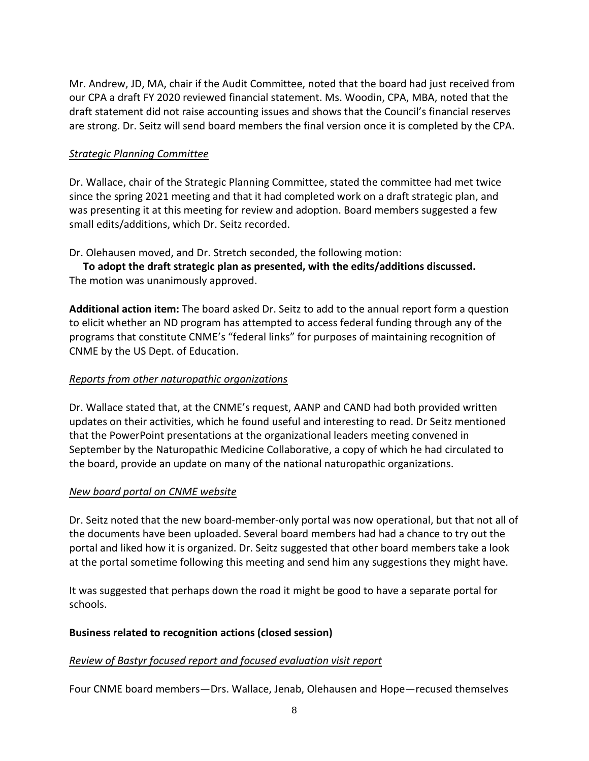Mr. Andrew, JD, MA, chair if the Audit Committee, noted that the board had just received from our CPA a draft FY 2020 reviewed financial statement. Ms. Woodin, CPA, MBA, noted that the draft statement did not raise accounting issues and shows that the Council's financial reserves are strong. Dr. Seitz will send board members the final version once it is completed by the CPA.

*Strategic Planning Committee*

Dr. Wallace, chair of the Strategic Planning Committee, stated the committee had met twice since the spring 2021 meeting and that it had completed work on a draft strategic plan, and was presenting it at this meeting for review and adoption. Board members suggested a few small edits/additions, which Dr. Seitz recorded.

Dr. Olehausen moved, and Dr. Stretch seconded, the following motion:

**To adopt the draft strategic plan as presented, with the edits/additions discussed.**
The motion was unanimously approved.

**Additional action item:** The board asked Dr. Seitz to add to the annual report form a question to elicit whether an ND program has attempted to access federal funding through any of the programs that constitute CNME's "federal links" for purposes of maintaining recognition of CNME by the US Dept. of Education.

*Reports from other naturopathic organizations*

Dr. Wallace stated that, at the CNME's request, AANP and CAND had both provided written updates on their activities, which he found useful and interesting to read. Dr Seitz mentioned that the PowerPoint presentations at the organizational leaders meeting convened in September by the Naturopathic Medicine Collaborative, a copy of which he had circulated to the board, provide an update on many of the national naturopathic organizations.

*New board portal on CNME website*

Dr. Seitz noted that the new board-member-only portal was now operational, but that not all of the documents have been uploaded. Several board members had had a chance to try out the portal and liked how it is organized. Dr. Seitz suggested that other board members take a look at the portal sometime following this meeting and send him any suggestions they might have.

It was suggested that perhaps down the road it might be good to have a separate portal for schools.

**Business related to recognition actions (closed session)**

*Review of Bastyr focused report and focused evaluation visit report*

Four CNME board members—Drs. Wallace, Jenab, Olehausen and Hope—recused themselves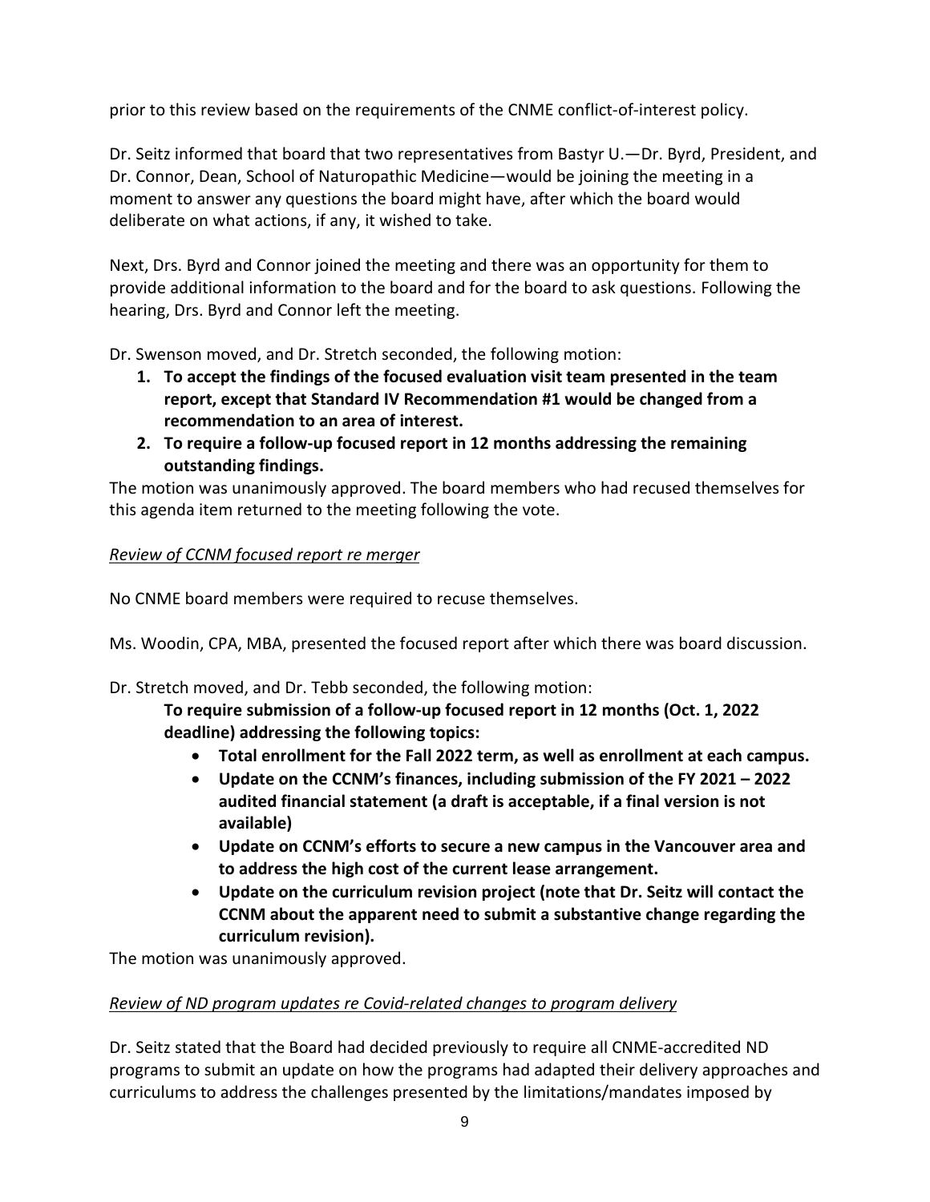prior to this review based on the requirements of the CNME conflict-of-interest policy.

Dr. Seitz informed that board that two representatives from Bastyr U.—Dr. Byrd, President, and Dr. Connor, Dean, School of Naturopathic Medicine—would be joining the meeting in a moment to answer any questions the board might have, after which the board would deliberate on what actions, if any, it wished to take.

Next, Drs. Byrd and Connor joined the meeting and there was an opportunity for them to provide additional information to the board and for the board to ask questions. Following the hearing, Drs. Byrd and Connor left the meeting.

Dr. Swenson moved, and Dr. Stretch seconded, the following motion:

1. **To accept the findings of the focused evaluation visit team presented in the team report, except that Standard IV Recommendation #1 would be changed from a recommendation to an area of interest.**
2. **To require a follow-up focused report in 12 months addressing the remaining outstanding findings.**

The motion was unanimously approved. The board members who had recused themselves for this agenda item returned to the meeting following the vote.

*Review of CCNM focused report re merger*

No CNME board members were required to recuse themselves.

Ms. Woodin, CPA, MBA, presented the focused report after which there was board discussion.

Dr. Stretch moved, and Dr. Tebb seconded, the following motion:

**To require submission of a follow-up focused report in 12 months (Oct. 1, 2022 deadline) addressing the following topics:**

- **Total enrollment for the Fall 2022 term, as well as enrollment at each campus.**
- **Update on the CCNM's finances, including submission of the FY 2021 – 2022 audited financial statement (a draft is acceptable, if a final version is not available)**
- **Update on CCNM's efforts to secure a new campus in the Vancouver area and to address the high cost of the current lease arrangement.**
- **Update on the curriculum revision project (note that Dr. Seitz will contact the CCNM about the apparent need to submit a substantive change regarding the curriculum revision).**

The motion was unanimously approved.

*Review of ND program updates re Covid-related changes to program delivery*

Dr. Seitz stated that the Board had decided previously to require all CNME-accredited ND programs to submit an update on how the programs had adapted their delivery approaches and curriculums to address the challenges presented by the limitations/mandates imposed by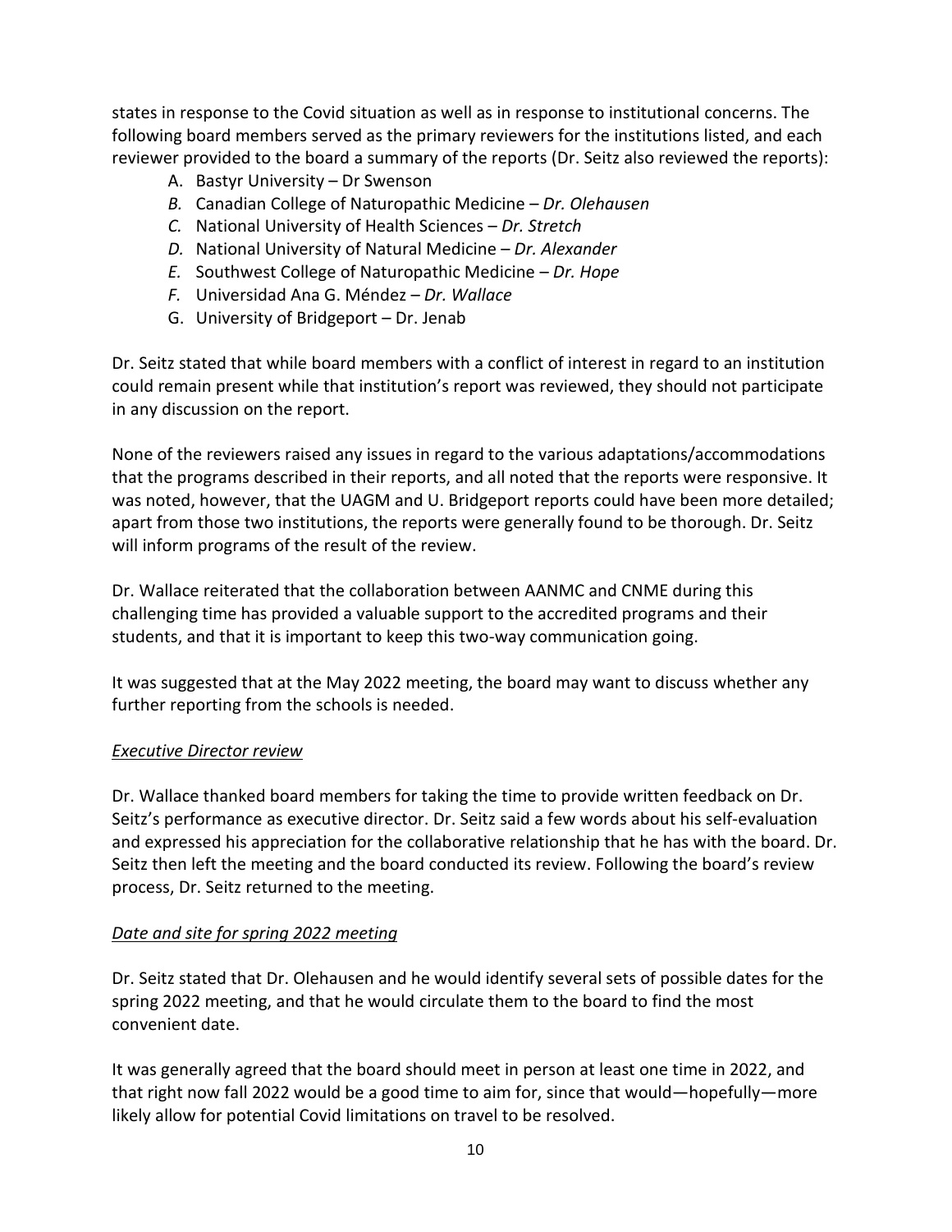states in response to the Covid situation as well as in response to institutional concerns. The following board members served as the primary reviewers for the institutions listed, and each reviewer provided to the board a summary of the reports (Dr. Seitz also reviewed the reports):

A. Bastyr University – Dr Swenson
B. Canadian College of Naturopathic Medicine – *Dr. Olehausen*
C. National University of Health Sciences – *Dr. Stretch*
D. National University of Natural Medicine – *Dr. Alexander*
E. Southwest College of Naturopathic Medicine – *Dr. Hope*
F. Universidad Ana G. Méndez – *Dr. Wallace*
G. University of Bridgeport – Dr. Jenab

Dr. Seitz stated that while board members with a conflict of interest in regard to an institution could remain present while that institution's report was reviewed, they should not participate in any discussion on the report.

None of the reviewers raised any issues in regard to the various adaptations/accommodations that the programs described in their reports, and all noted that the reports were responsive. It was noted, however, that the UAGM and U. Bridgeport reports could have been more detailed; apart from those two institutions, the reports were generally found to be thorough. Dr. Seitz will inform programs of the result of the review.

Dr. Wallace reiterated that the collaboration between AANMC and CNME during this challenging time has provided a valuable support to the accredited programs and their students, and that it is important to keep this two-way communication going.

It was suggested that at the May 2022 meeting, the board may want to discuss whether any further reporting from the schools is needed.

*<u>Executive Director review</u>*

Dr. Wallace thanked board members for taking the time to provide written feedback on Dr. Seitz's performance as executive director. Dr. Seitz said a few words about his self-evaluation and expressed his appreciation for the collaborative relationship that he has with the board. Dr. Seitz then left the meeting and the board conducted its review. Following the board's review process, Dr. Seitz returned to the meeting.

*<u>Date and site for spring 2022 meeting</u>*

Dr. Seitz stated that Dr. Olehausen and he would identify several sets of possible dates for the spring 2022 meeting, and that he would circulate them to the board to find the most convenient date.

It was generally agreed that the board should meet in person at least one time in 2022, and that right now fall 2022 would be a good time to aim for, since that would—hopefully—more likely allow for potential Covid limitations on travel to be resolved.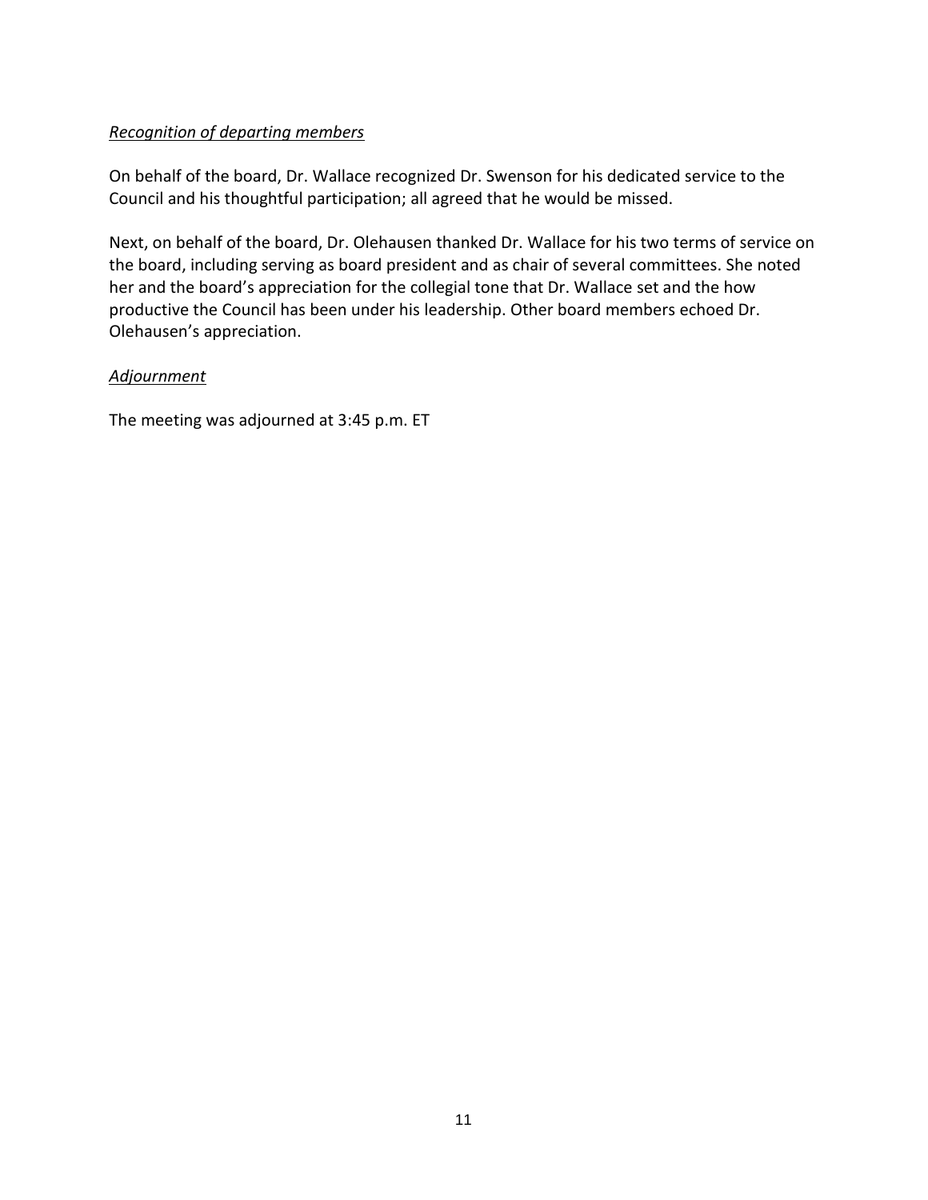*Recognition of departing members*

On behalf of the board, Dr. Wallace recognized Dr. Swenson for his dedicated service to the Council and his thoughtful participation; all agreed that he would be missed.

Next, on behalf of the board, Dr. Olehausen thanked Dr. Wallace for his two terms of service on the board, including serving as board president and as chair of several committees. She noted her and the board's appreciation for the collegial tone that Dr. Wallace set and the how productive the Council has been under his leadership. Other board members echoed Dr. Olehausen's appreciation.

*Adjournment*

The meeting was adjourned at 3:45 p.m. ET